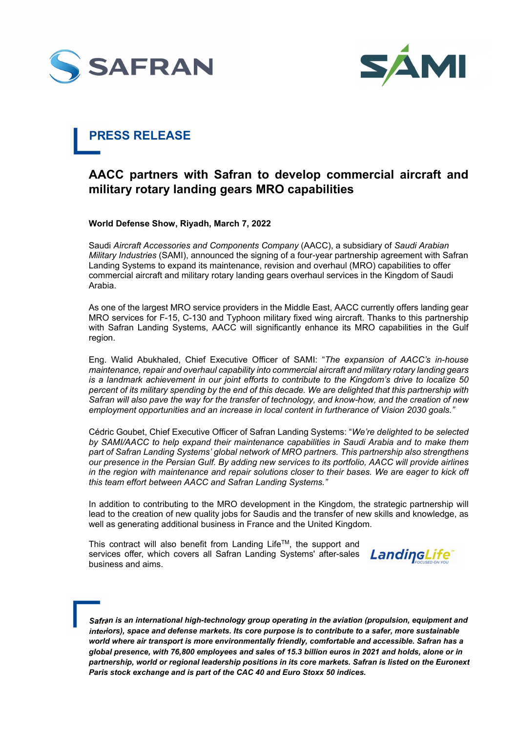# PRESS RELEASE

## AACC partners with Safran to develop commercial aircraft and military rotary landing gears MRO capabilities

**World Defense Show, Riyadh, March 7, 2022**

Saudi *Aircraft Accessories and Components Company* (AACC), a subsidiary of *Saudi Arabian Military Industries* (SAMI), announced the signing of a four-year partnership agreement with Safran Landing Systems to expand its maintenance, revision and overhaul (MRO) capabilities to offer commercial aircraft and military rotary landing gears overhaul services in the Kingdom of Saudi Arabia.

As one of the largest MRO service providers in the Middle East, AACC currently offers landing gear MRO services for F-15, C-130 and Typhoon military fixed wing aircraft. Thanks to this partnership with Safran Landing Systems, AACC will significantly enhance its MRO capabilities in the Gulf region.

Eng. Walid Abukhaled, Chief Executive Officer of SAMI: "*The expansion of AACC's in-house maintenance, repair and overhaul capability into commercial aircraft and military rotary landing gears is a landmark achievement in our joint efforts to contribute to the Kingdom's drive to localize 50 percent of its military spending by the end of this decade. We are delighted that this partnership with Safran will also pave the way for the transfer of technology, and know-how, and the creation of new employment opportunities and an increase in local content in furtherance of Vision 2030 goals.*"

Cédric Goubet, Chief Executive Officer of Safran Landing Systems: "*We're delighted to be selected by SAMI/AACC to help expand their maintenance capabilities in Saudi Arabia and to make them part of Safran Landing Systems' global network of MRO partners. This partnership also strengthens our presence in the Persian Gulf. By adding new services to its portfolio, AACC will provide airlines in the region with maintenance and repair solutions closer to their bases. We are eager to kick off this team effort between AACC and Safran Landing Systems.*"

In addition to contributing to the MRO development in the Kingdom, the strategic partnership will lead to the creation of new quality jobs for Saudis and the transfer of new skills and knowledge, as well as generating additional business in France and the United Kingdom.

This contract will also benefit from Landing Life[TM], the support and services offer, which covers all Safran Landing Systems' after-sales business and aims.

***Safran is an international high-technology group operating in the aviation (propulsion, equipment and interiors), space and defense markets. Its core purpose is to contribute to a safer, more sustainable world where air transport is more environmentally friendly, comfortable and accessible. Safran has a global presence, with 76,800 employees and sales of 15.3 billion euros in 2021 and holds, alone or in partnership, world or regional leadership positions in its core markets. Safran is listed on the Euronext Paris stock exchange and is part of the CAC 40 and Euro Stoxx 50 indices.***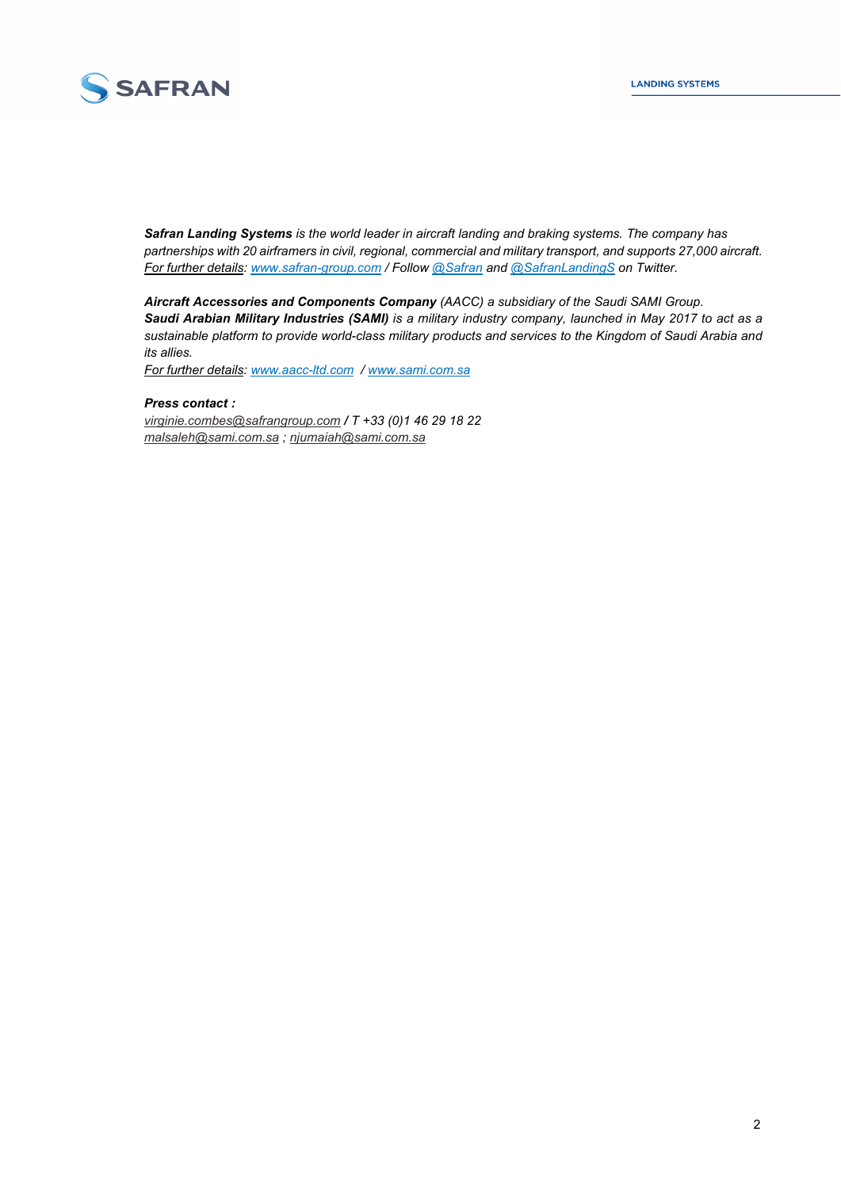***Safran Landing Systems*** *is the world leader in aircraft landing and braking systems. The company has partnerships with 20 airframers in civil, regional, commercial and military transport, and supports 27,000 aircraft.*
*For further details: www.safran-group.com / Follow @Safran and @SafranLandingS on Twitter.*

***Aircraft Accessories and Components Company*** *(AACC) a subsidiary of the Saudi SAMI Group.*
***Saudi Arabian Military Industries (SAMI)*** *is a military industry company, launched in May 2017 to act as a sustainable platform to provide world-class military products and services to the Kingdom of Saudi Arabia and its allies.*
*For further details: www.aacc-ltd.com / www.sami.com.sa*

***Press contact :***
*virginie.combes@safrangroup.com / T +33 (0)1 46 29 18 22*
*malsaleh@sami.com.sa ; njumaiah@sami.com.sa*